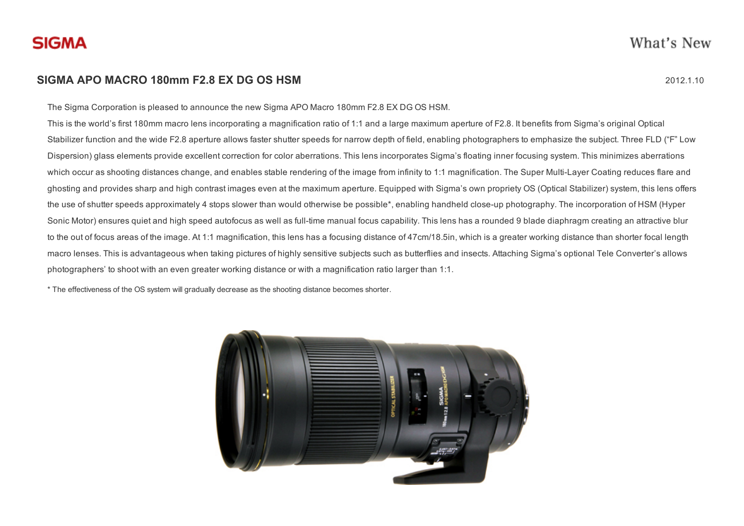SIGMA

What's New

# SIGMA APO MACRO 180mm F2.8 EX DG OS HSM

2012.1.10

The Sigma Corporation is pleased to announce the new Sigma APO Macro 180mm F2.8 EX DG OS HSM.

This is the world's first 180mm macro lens incorporating a magnification ratio of 1:1 and a large maximum aperture of F2.8. It benefits from Sigma's original Optical Stabilizer function and the wide F2.8 aperture allows faster shutter speeds for narrow depth of field, enabling photographers to emphasize the subject. Three FLD ("F" Low Dispersion) glass elements provide excellent correction for color aberrations. This lens incorporates Sigma's floating inner focusing system. This minimizes aberrations which occur as shooting distances change, and enables stable rendering of the image from infinity to 1:1 magnification. The Super Multi-Layer Coating reduces flare and ghosting and provides sharp and high contrast images even at the maximum aperture. Equipped with Sigma's own propriety OS (Optical Stabilizer) system, this lens offers the use of shutter speeds approximately 4 stops slower than would otherwise be possible*, enabling handheld close-up photography. The incorporation of HSM (Hyper Sonic Motor) ensures quiet and high speed autofocus as well as full-time manual focus capability. This lens has a rounded 9 blade diaphragm creating an attractive blur to the out of focus areas of the image. At 1:1 magnification, this lens has a focusing distance of 47cm/18.5in, which is a greater working distance than shorter focal length macro lenses. This is advantageous when taking pictures of highly sensitive subjects such as butterflies and insects. Attaching Sigma's optional Tele Converter's allows photographers' to shoot with an even greater working distance or with a magnification ratio larger than 1:1.

* The effectiveness of the OS system will gradually decrease as the shooting distance becomes shorter.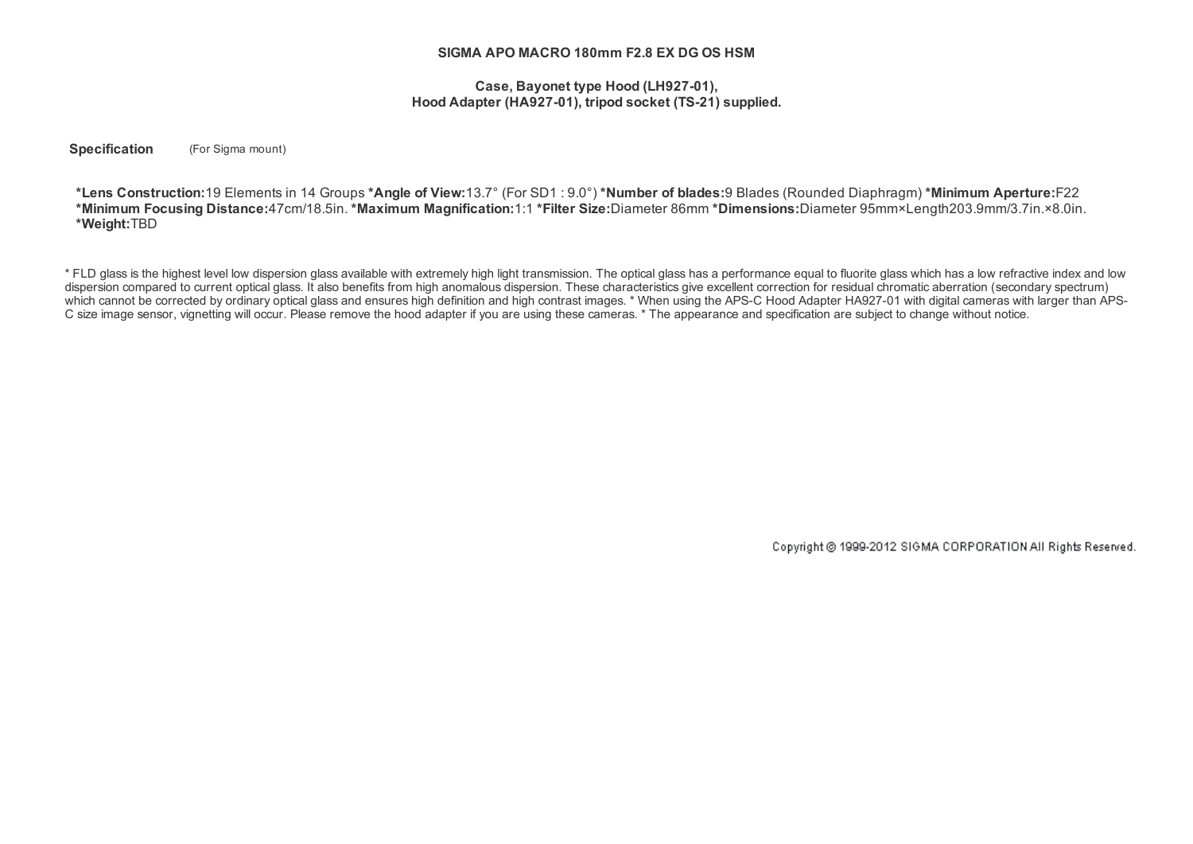**SIGMA APO MACRO 180mm F2.8 EX DG OS HSM**

**Case, Bayonet type Hood (LH927-01),**
**Hood Adapter (HA927-01), tripod socket (TS-21) supplied.**

**Specification** (For Sigma mount)

**\*Lens Construction:**19 Elements in 14 Groups **\*Angle of View:**13.7° (For SD1 : 9.0°) **\*Number of blades:**9 Blades (Rounded Diaphragm) **\*Minimum Aperture:**F22 **\*Minimum Focusing Distance:**47cm/18.5in. **\*Maximum Magnification:**1:1 **\*Filter Size:**Diameter 86mm **\*Dimensions:**Diameter 95mm×Length203.9mm/3.7in.×8.0in. **\*Weight:**TBD

\* FLD glass is the highest level low dispersion glass available with extremely high light transmission. The optical glass has a performance equal to fluorite glass which has a low refractive index and low dispersion compared to current optical glass. It also benefits from high anomalous dispersion. These characteristics give excellent correction for residual chromatic aberration (secondary spectrum) which cannot be corrected by ordinary optical glass and ensures high definition and high contrast images. \* When using the APS-C Hood Adapter HA927-01 with digital cameras with larger than APS-C size image sensor, vignetting will occur. Please remove the hood adapter if you are using these cameras. \* The appearance and specification are subject to change without notice.

Copyright © 1999-2012 SIGMA CORPORATION All Rights Reserved.